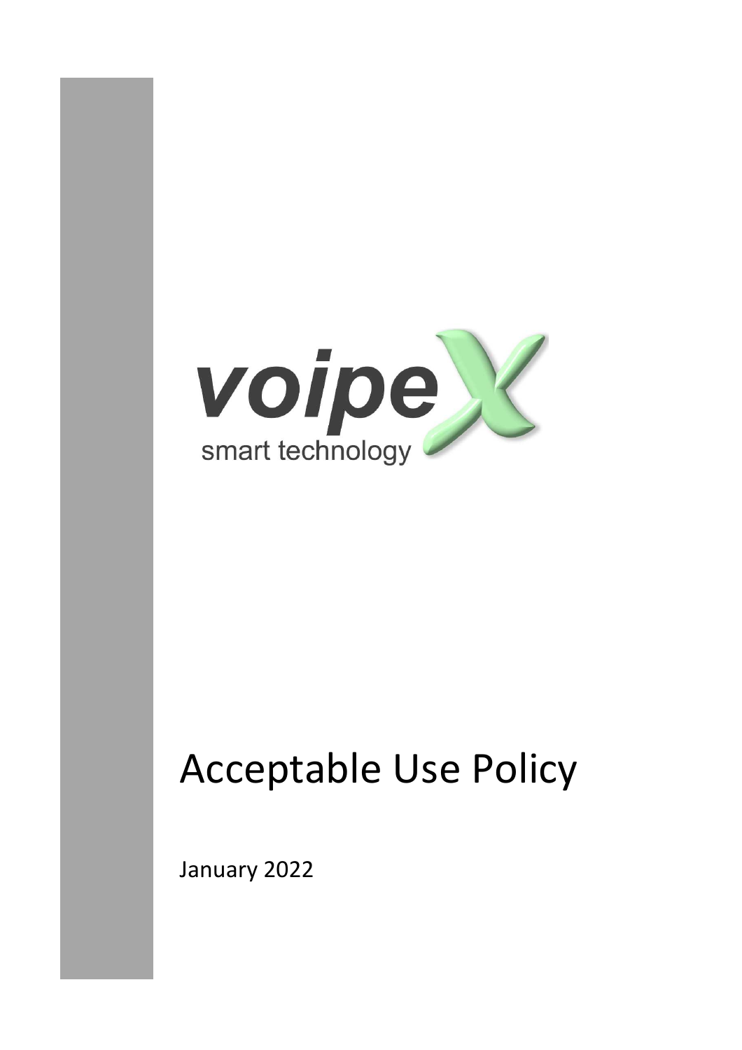voipeX

smart technology

# Acceptable Use Policy

January 2022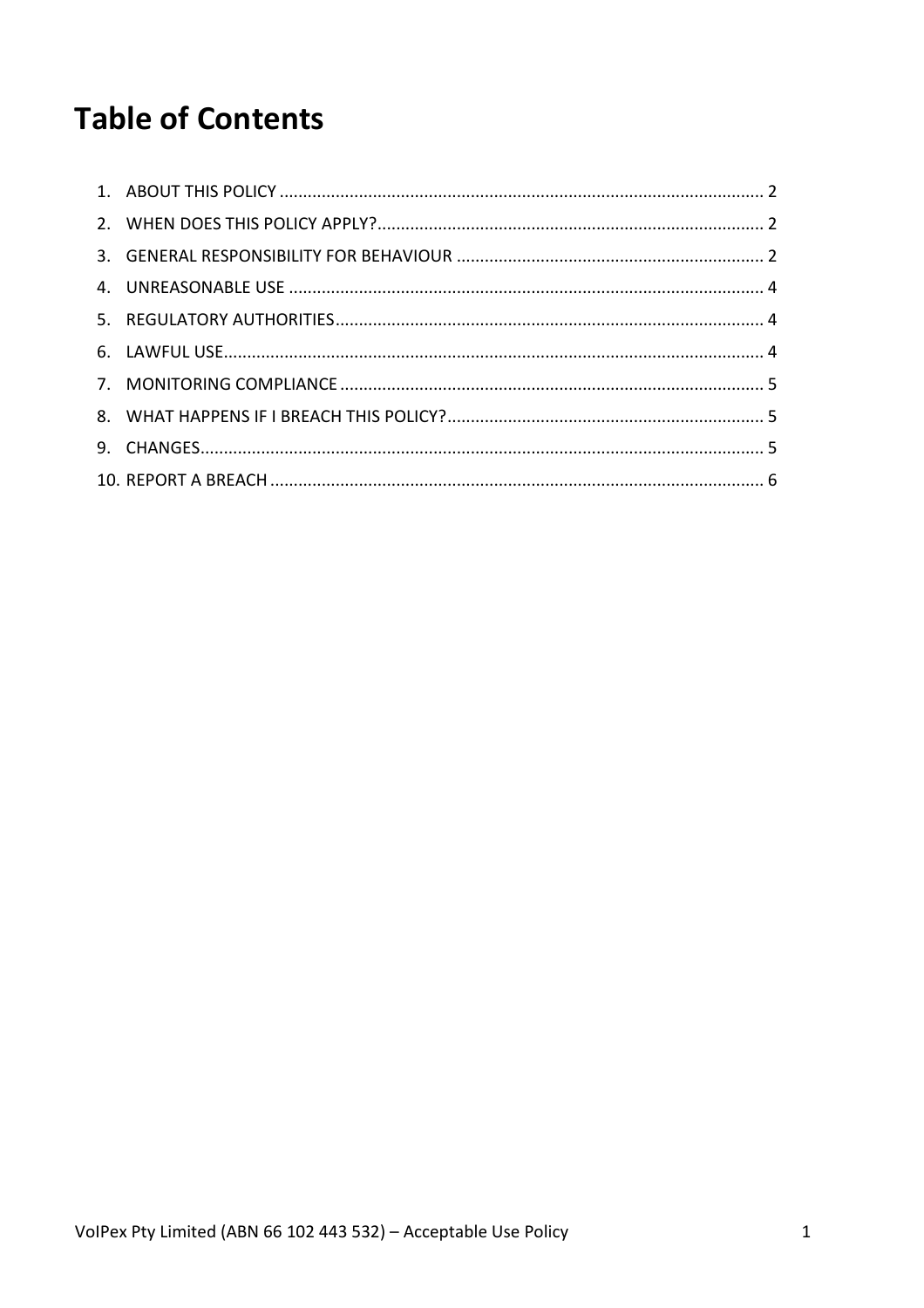# Table of Contents

1. ABOUT THIS POLICY .......................................................................................................... 2
2. WHEN DOES THIS POLICY APPLY? .................................................................................. 2
3. GENERAL RESPONSIBILITY FOR BEHAVIOUR ................................................................ 2
4. UNREASONABLE USE ..................................................................................................... 4
5. REGULATORY AUTHORITIES .......................................................................................... 4
6. LAWFUL USE .................................................................................................................. 4
7. MONITORING COMPLIANCE .......................................................................................... 5
8. WHAT HAPPENS IF I BREACH THIS POLICY? ................................................................... 5
9. CHANGES ........................................................................................................................ 5
10. REPORT A BREACH ......................................................................................................... 6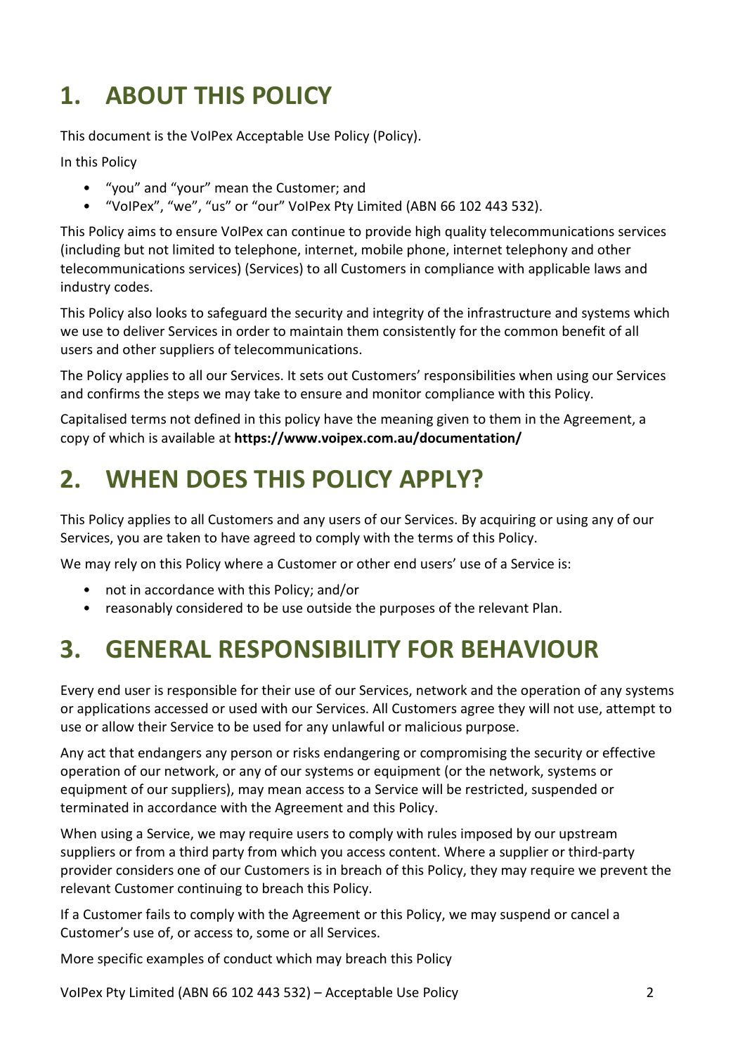# 1. ABOUT THIS POLICY

This document is the VoIPex Acceptable Use Policy (Policy).

In this Policy

- "you" and "your" mean the Customer; and
- "VoIPex", "we", "us" or "our" VoIPex Pty Limited (ABN 66 102 443 532).

This Policy aims to ensure VoIPex can continue to provide high quality telecommunications services (including but not limited to telephone, internet, mobile phone, internet telephony and other telecommunications services) (Services) to all Customers in compliance with applicable laws and industry codes.

This Policy also looks to safeguard the security and integrity of the infrastructure and systems which we use to deliver Services in order to maintain them consistently for the common benefit of all users and other suppliers of telecommunications.

The Policy applies to all our Services. It sets out Customers' responsibilities when using our Services and confirms the steps we may take to ensure and monitor compliance with this Policy.

Capitalised terms not defined in this policy have the meaning given to them in the Agreement, a copy of which is available at **https://www.voipex.com.au/documentation/**

# 2. WHEN DOES THIS POLICY APPLY?

This Policy applies to all Customers and any users of our Services. By acquiring or using any of our Services, you are taken to have agreed to comply with the terms of this Policy.

We may rely on this Policy where a Customer or other end users' use of a Service is:

- not in accordance with this Policy; and/or
- reasonably considered to be use outside the purposes of the relevant Plan.

# 3. GENERAL RESPONSIBILITY FOR BEHAVIOUR

Every end user is responsible for their use of our Services, network and the operation of any systems or applications accessed or used with our Services. All Customers agree they will not use, attempt to use or allow their Service to be used for any unlawful or malicious purpose.

Any act that endangers any person or risks endangering or compromising the security or effective operation of our network, or any of our systems or equipment (or the network, systems or equipment of our suppliers), may mean access to a Service will be restricted, suspended or terminated in accordance with the Agreement and this Policy.

When using a Service, we may require users to comply with rules imposed by our upstream suppliers or from a third party from which you access content. Where a supplier or third-party provider considers one of our Customers is in breach of this Policy, they may require we prevent the relevant Customer continuing to breach this Policy.

If a Customer fails to comply with the Agreement or this Policy, we may suspend or cancel a Customer's use of, or access to, some or all Services.

More specific examples of conduct which may breach this Policy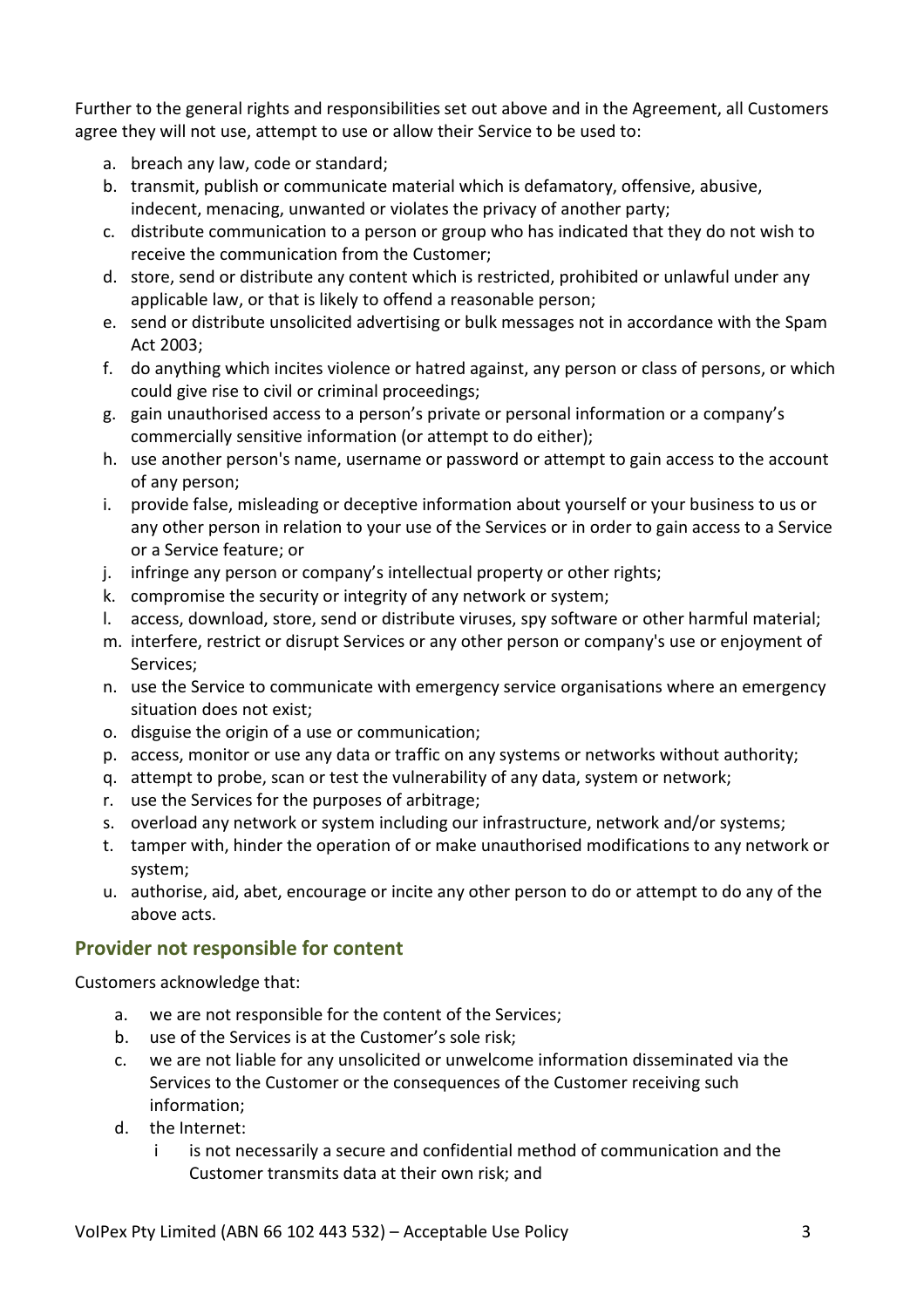Further to the general rights and responsibilities set out above and in the Agreement, all Customers agree they will not use, attempt to use or allow their Service to be used to:

a. breach any law, code or standard;
b. transmit, publish or communicate material which is defamatory, offensive, abusive, indecent, menacing, unwanted or violates the privacy of another party;
c. distribute communication to a person or group who has indicated that they do not wish to receive the communication from the Customer;
d. store, send or distribute any content which is restricted, prohibited or unlawful under any applicable law, or that is likely to offend a reasonable person;
e. send or distribute unsolicited advertising or bulk messages not in accordance with the Spam Act 2003;
f. do anything which incites violence or hatred against, any person or class of persons, or which could give rise to civil or criminal proceedings;
g. gain unauthorised access to a person's private or personal information or a company's commercially sensitive information (or attempt to do either);
h. use another person's name, username or password or attempt to gain access to the account of any person;
i. provide false, misleading or deceptive information about yourself or your business to us or any other person in relation to your use of the Services or in order to gain access to a Service or a Service feature; or
j. infringe any person or company's intellectual property or other rights;
k. compromise the security or integrity of any network or system;
l. access, download, store, send or distribute viruses, spy software or other harmful material;
m. interfere, restrict or disrupt Services or any other person or company's use or enjoyment of Services;
n. use the Service to communicate with emergency service organisations where an emergency situation does not exist;
o. disguise the origin of a use or communication;
p. access, monitor or use any data or traffic on any systems or networks without authority;
q. attempt to probe, scan or test the vulnerability of any data, system or network;
r. use the Services for the purposes of arbitrage;
s. overload any network or system including our infrastructure, network and/or systems;
t. tamper with, hinder the operation of or make unauthorised modifications to any network or system;
u. authorise, aid, abet, encourage or incite any other person to do or attempt to do any of the above acts.

## Provider not responsible for content

Customers acknowledge that:

a. we are not responsible for the content of the Services;
b. use of the Services is at the Customer's sole risk;
c. we are not liable for any unsolicited or unwelcome information disseminated via the Services to the Customer or the consequences of the Customer receiving such information;
d. the Internet:
    i is not necessarily a secure and confidential method of communication and the Customer transmits data at their own risk; and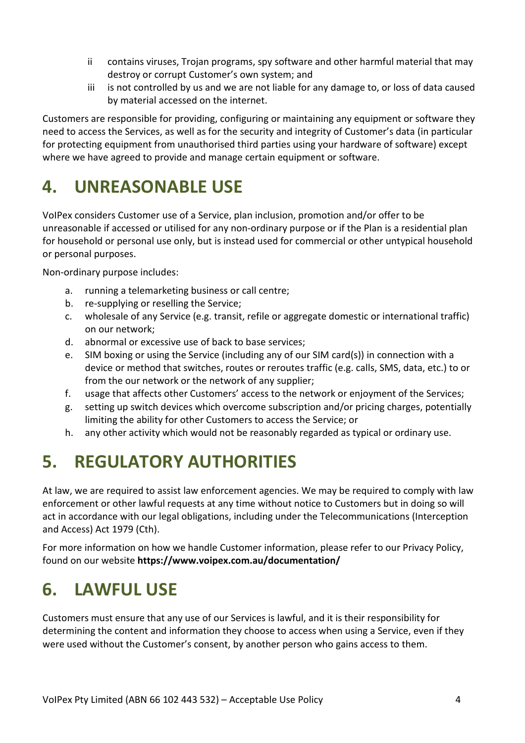ii contains viruses, Trojan programs, spy software and other harmful material that may destroy or corrupt Customer's own system; and
   iii is not controlled by us and we are not liable for any damage to, or loss of data caused by material accessed on the internet.

Customers are responsible for providing, configuring or maintaining any equipment or software they need to access the Services, as well as for the security and integrity of Customer's data (in particular for protecting equipment from unauthorised third parties using your hardware of software) except where we have agreed to provide and manage certain equipment or software.

# 4. UNREASONABLE USE

VoIPex considers Customer use of a Service, plan inclusion, promotion and/or offer to be unreasonable if accessed or utilised for any non-ordinary purpose or if the Plan is a residential plan for household or personal use only, but is instead used for commercial or other untypical household or personal purposes.

Non-ordinary purpose includes:

a. running a telemarketing business or call centre;
b. re-supplying or reselling the Service;
c. wholesale of any Service (e.g. transit, refile or aggregate domestic or international traffic) on our network;
d. abnormal or excessive use of back to base services;
e. SIM boxing or using the Service (including any of our SIM card(s)) in connection with a device or method that switches, routes or reroutes traffic (e.g. calls, SMS, data, etc.) to or from the our network or the network of any supplier;
f. usage that affects other Customers' access to the network or enjoyment of the Services;
g. setting up switch devices which overcome subscription and/or pricing charges, potentially limiting the ability for other Customers to access the Service; or
h. any other activity which would not be reasonably regarded as typical or ordinary use.

# 5. REGULATORY AUTHORITIES

At law, we are required to assist law enforcement agencies. We may be required to comply with law enforcement or other lawful requests at any time without notice to Customers but in doing so will act in accordance with our legal obligations, including under the Telecommunications (Interception and Access) Act 1979 (Cth).

For more information on how we handle Customer information, please refer to our Privacy Policy, found on our website **https://www.voipex.com.au/documentation/**

# 6. LAWFUL USE

Customers must ensure that any use of our Services is lawful, and it is their responsibility for determining the content and information they choose to access when using a Service, even if they were used without the Customer's consent, by another person who gains access to them.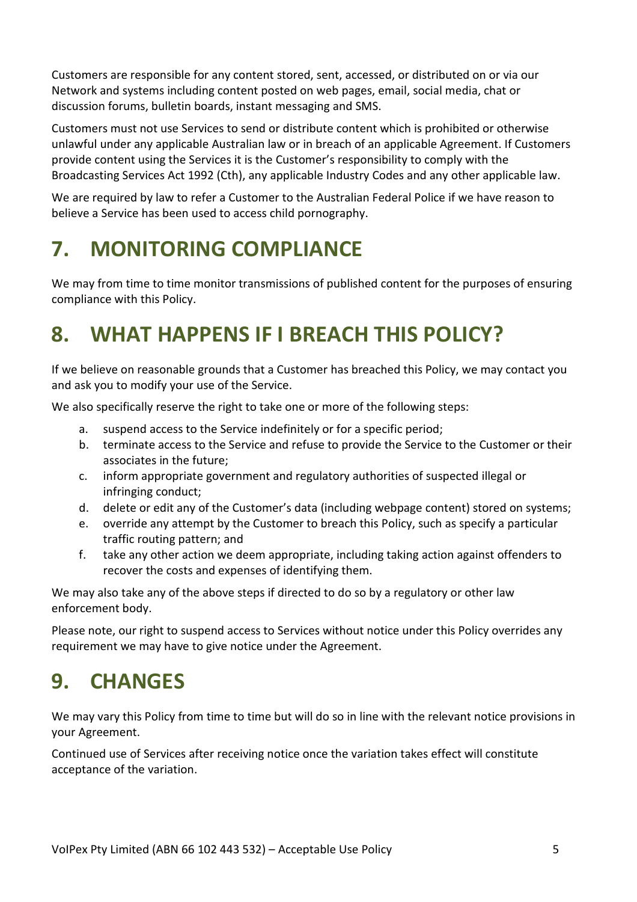Customers are responsible for any content stored, sent, accessed, or distributed on or via our Network and systems including content posted on web pages, email, social media, chat or discussion forums, bulletin boards, instant messaging and SMS.

Customers must not use Services to send or distribute content which is prohibited or otherwise unlawful under any applicable Australian law or in breach of an applicable Agreement. If Customers provide content using the Services it is the Customer's responsibility to comply with the Broadcasting Services Act 1992 (Cth), any applicable Industry Codes and any other applicable law.

We are required by law to refer a Customer to the Australian Federal Police if we have reason to believe a Service has been used to access child pornography.

# 7. MONITORING COMPLIANCE

We may from time to time monitor transmissions of published content for the purposes of ensuring compliance with this Policy.

# 8. WHAT HAPPENS IF I BREACH THIS POLICY?

If we believe on reasonable grounds that a Customer has breached this Policy, we may contact you and ask you to modify your use of the Service.

We also specifically reserve the right to take one or more of the following steps:

a. suspend access to the Service indefinitely or for a specific period;
b. terminate access to the Service and refuse to provide the Service to the Customer or their associates in the future;
c. inform appropriate government and regulatory authorities of suspected illegal or infringing conduct;
d. delete or edit any of the Customer's data (including webpage content) stored on systems;
e. override any attempt by the Customer to breach this Policy, such as specify a particular traffic routing pattern; and
f. take any other action we deem appropriate, including taking action against offenders to recover the costs and expenses of identifying them.

We may also take any of the above steps if directed to do so by a regulatory or other law enforcement body.

Please note, our right to suspend access to Services without notice under this Policy overrides any requirement we may have to give notice under the Agreement.

# 9. CHANGES

We may vary this Policy from time to time but will do so in line with the relevant notice provisions in your Agreement.

Continued use of Services after receiving notice once the variation takes effect will constitute acceptance of the variation.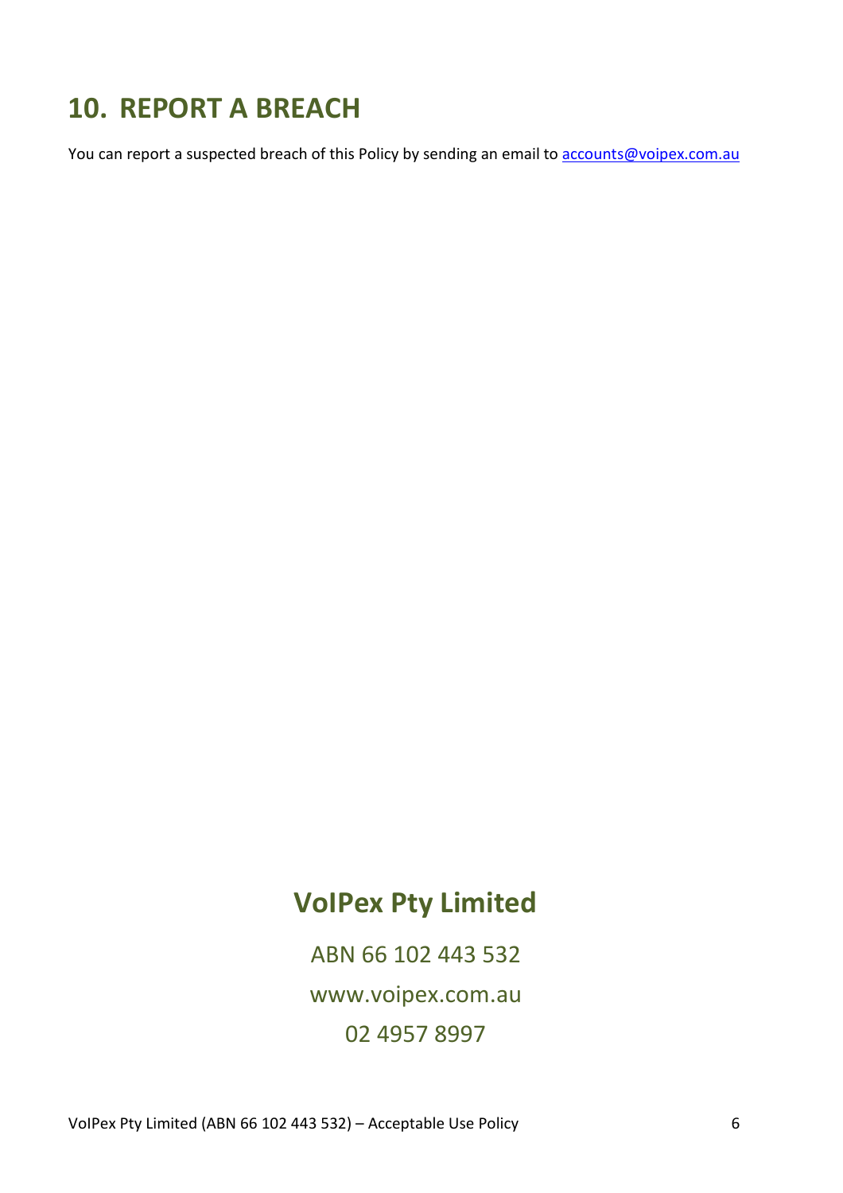## 10. REPORT A BREACH

You can report a suspected breach of this Policy by sending an email to accounts@voipex.com.au

**VoIPex Pty Limited**

ABN 66 102 443 532

www.voipex.com.au

02 4957 8997